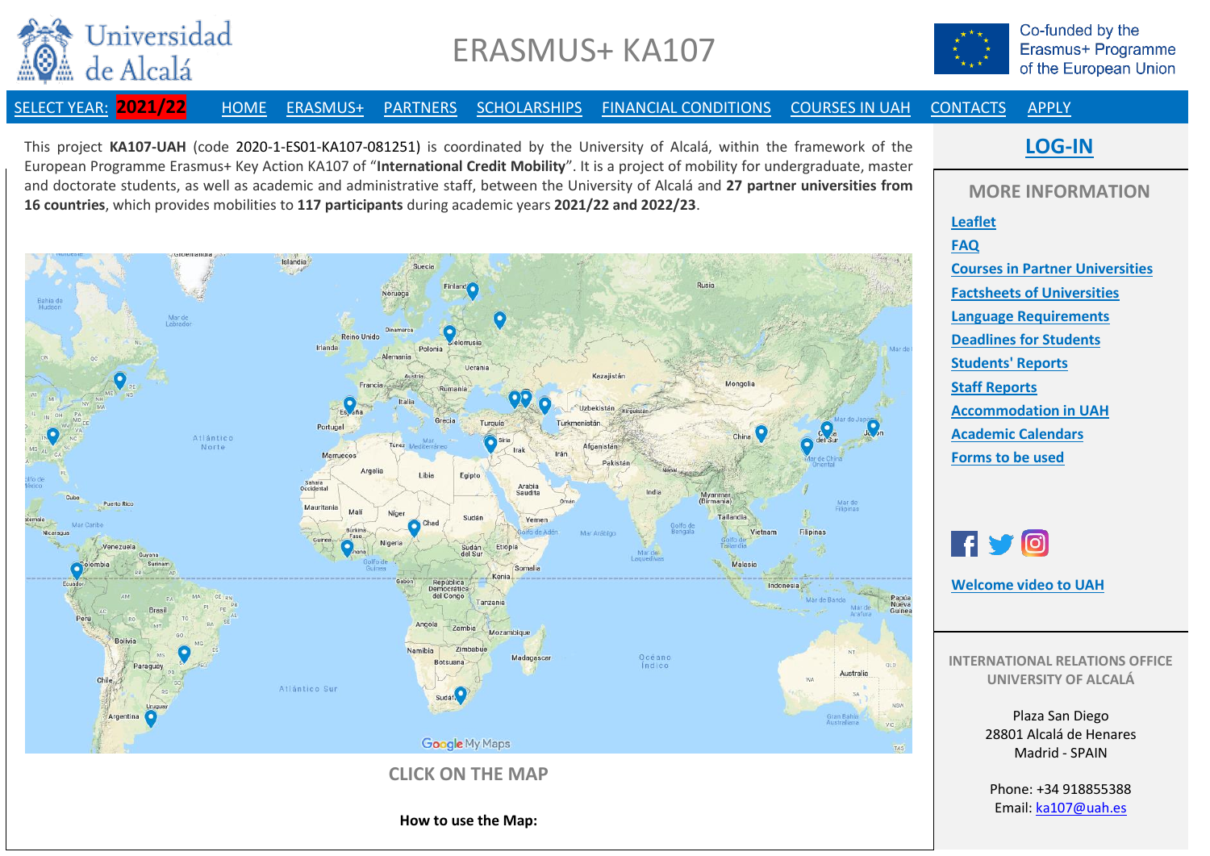Universidad de Alcalá

# ERASMUS+ KA107

Co-funded by the Erasmus+ Programme of the European Union

SELECT YEAR: **2021/22** | HOME | ERASMUS+ | PARTNERS | SCHOLARSHIPS | FINANCIAL CONDITIONS | COURSES IN UAH | CONTACTS | APPLY

This project **KA107-UAH** (code 2020-1-ES01-KA107-081251) is coordinated by the University of Alcalá, within the framework of the European Programme Erasmus+ Key Action KA107 of "**International Credit Mobility**". It is a project of mobility for undergraduate, master and doctorate students, as well as academic and administrative staff, between the University of Alcalá and **27 partner universities from 16 countries**, which provides mobilities to **117 participants** during academic years **2021/22 and 2022/23**.

CLICK ON THE MAP

**How to use the Map:**

## LOG-IN

### MORE INFORMATION

- Leaflet
- FAQ
- Courses in Partner Universities
- Factsheets of Universities
- Language Requirements
- Deadlines for Students
- Students' Reports
- Staff Reports
- Accommodation in UAH
- Academic Calendars
- Forms to be used

Welcome video to UAH

**INTERNATIONAL RELATIONS OFFICE**
**UNIVERSITY OF ALCALÁ**

Plaza San Diego
28801 Alcalá de Henares
Madrid - SPAIN

Phone: +34 918855388
Email: ka107@uah.es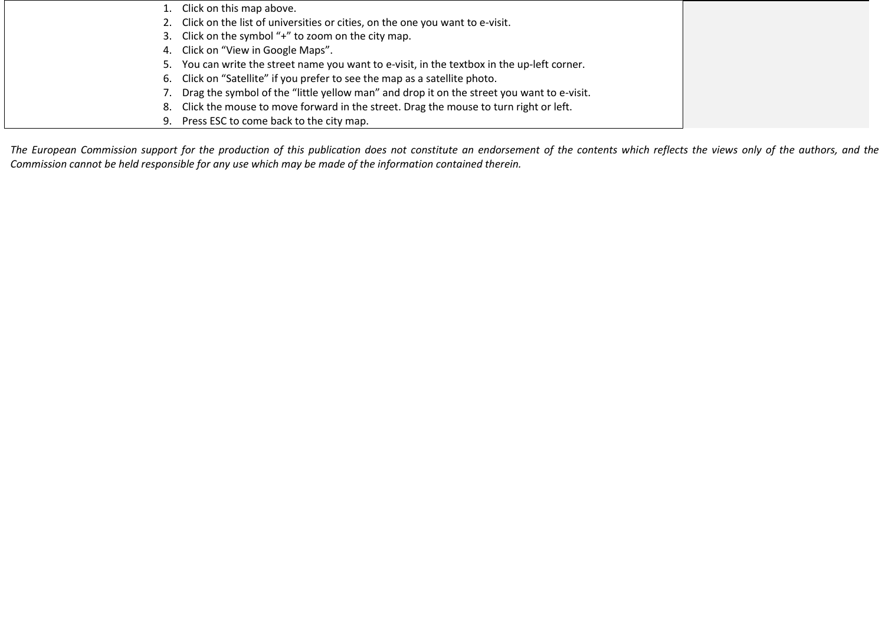1. Click on this map above.
2. Click on the list of universities or cities, on the one you want to e-visit.
3. Click on the symbol “+” to zoom on the city map.
4. Click on “View in Google Maps”.
5. You can write the street name you want to e-visit, in the textbox in the up-left corner.
6. Click on “Satellite” if you prefer to see the map as a satellite photo.
7. Drag the symbol of the “little yellow man” and drop it on the street you want to e-visit.
8. Click the mouse to move forward in the street. Drag the mouse to turn right or left.
9. Press ESC to come back to the city map.

*The European Commission support for the production of this publication does not constitute an endorsement of the contents which reflects the views only of the authors, and the Commission cannot be held responsible for any use which may be made of the information contained therein.*